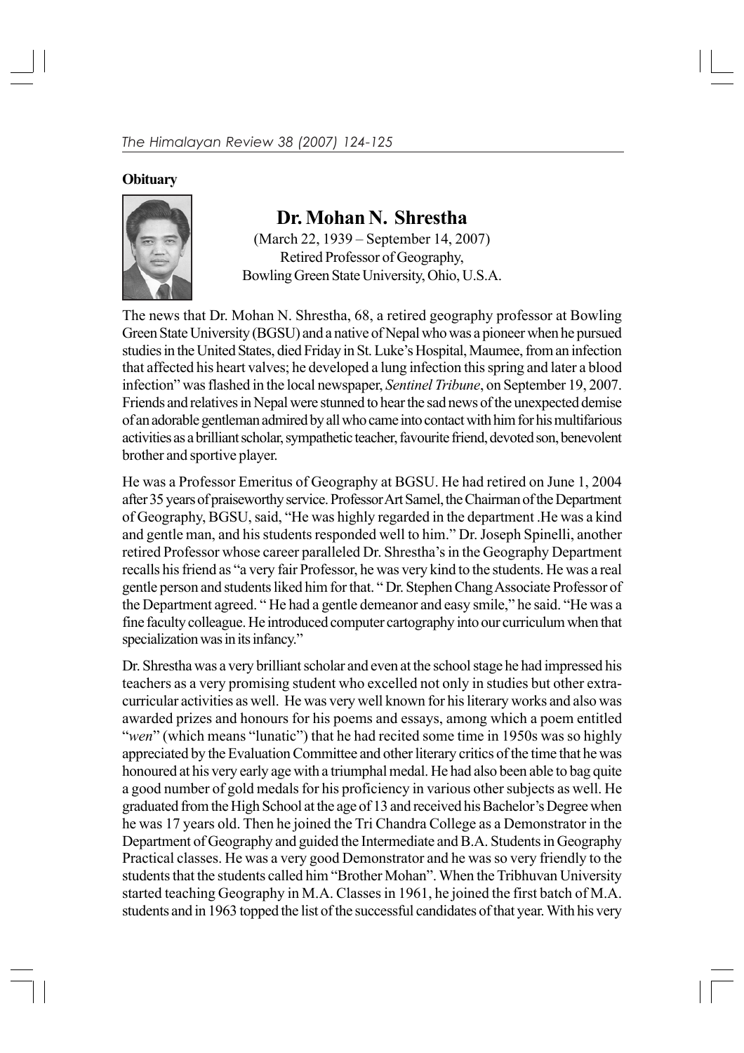**Obituary**

# Dr. Mohan N. Shrestha

(March 22, 1939 – September 14, 2007)
Retired Professor of Geography,
Bowling Green State University, Ohio, U.S.A.

The news that Dr. Mohan N. Shrestha, 68, a retired geography professor at Bowling Green State University (BGSU) and a native of Nepal who was a pioneer when he pursued studies in the United States, died Friday in St. Luke's Hospital, Maumee, from an infection that affected his heart valves; he developed a lung infection this spring and later a blood infection" was flashed in the local newspaper, *Sentinel Tribune*, on September 19, 2007. Friends and relatives in Nepal were stunned to hear the sad news of the unexpected demise of an adorable gentleman admired by all who came into contact with him for his multifarious activities as a brilliant scholar, sympathetic teacher, favourite friend, devoted son, benevolent brother and sportive player.

He was a Professor Emeritus of Geography at BGSU. He had retired on June 1, 2004 after 35 years of praiseworthy service. Professor Art Samel, the Chairman of the Department of Geography, BGSU, said, "He was highly regarded in the department .He was a kind and gentle man, and his students responded well to him." Dr. Joseph Spinelli, another retired Professor whose career paralleled Dr. Shrestha's in the Geography Department recalls his friend as "a very fair Professor, he was very kind to the students. He was a real gentle person and students liked him for that. " Dr. Stephen Chang Associate Professor of the Department agreed. " He had a gentle demeanor and easy smile," he said. "He was a fine faculty colleague. He introduced computer cartography into our curriculum when that specialization was in its infancy."

Dr. Shrestha was a very brilliant scholar and even at the school stage he had impressed his teachers as a very promising student who excelled not only in studies but other extra-curricular activities as well. He was very well known for his literary works and also was awarded prizes and honours for his poems and essays, among which a poem entitled "*wen*" (which means "lunatic") that he had recited some time in 1950s was so highly appreciated by the Evaluation Committee and other literary critics of the time that he was honoured at his very early age with a triumphal medal. He had also been able to bag quite a good number of gold medals for his proficiency in various other subjects as well. He graduated from the High School at the age of 13 and received his Bachelor's Degree when he was 17 years old. Then he joined the Tri Chandra College as a Demonstrator in the Department of Geography and guided the Intermediate and B.A. Students in Geography Practical classes. He was a very good Demonstrator and he was so very friendly to the students that the students called him "Brother Mohan". When the Tribhuvan University started teaching Geography in M.A. Classes in 1961, he joined the first batch of M.A. students and in 1963 topped the list of the successful candidates of that year. With his very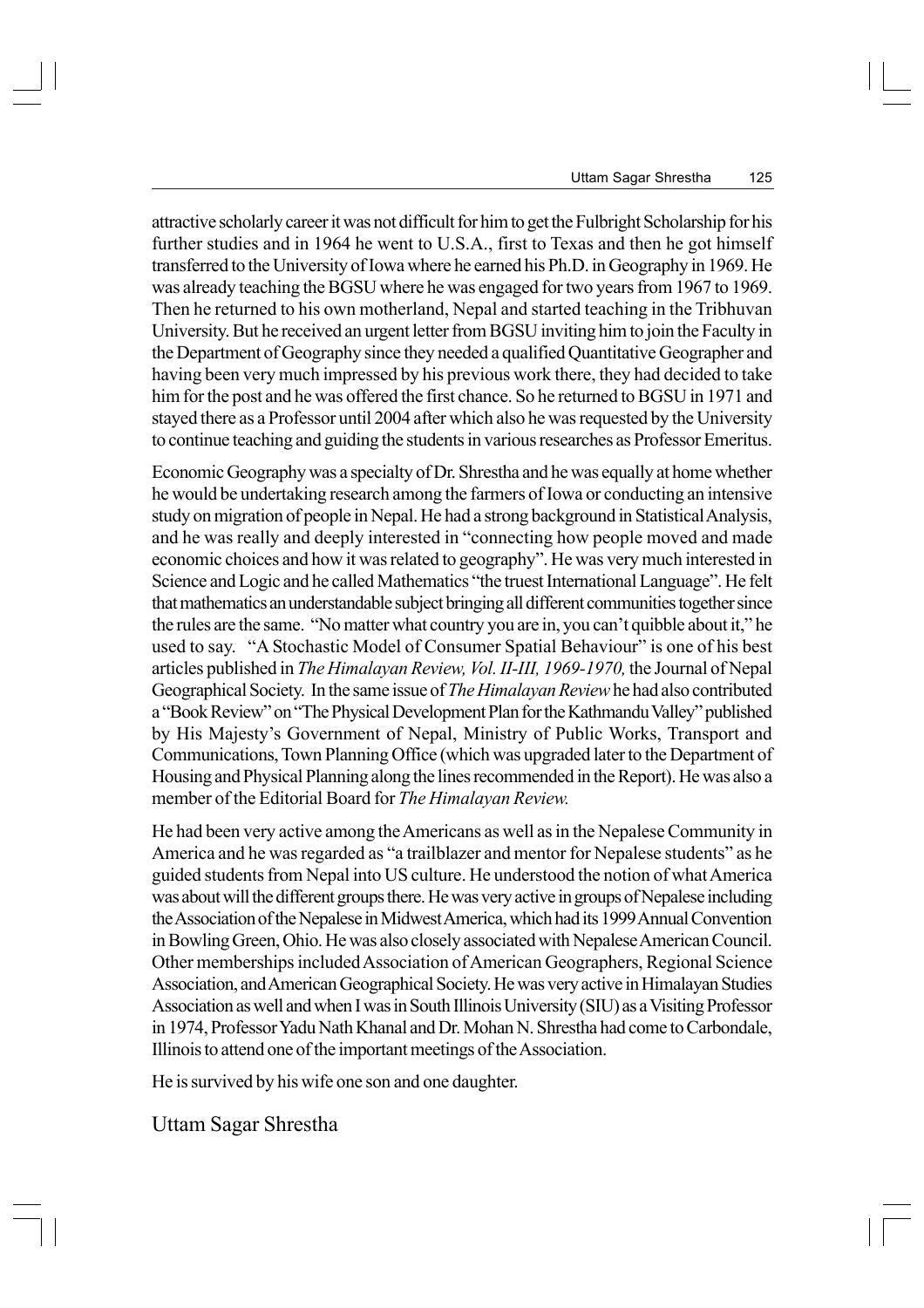attractive scholarly career it was not difficult for him to get the Fulbright Scholarship for his further studies and in 1964 he went to U.S.A., first to Texas and then he got himself transferred to the University of Iowa where he earned his Ph.D. in Geography in 1969. He was already teaching the BGSU where he was engaged for two years from 1967 to 1969. Then he returned to his own motherland, Nepal and started teaching in the Tribhuvan University. But he received an urgent letter from BGSU inviting him to join the Faculty in the Department of Geography since they needed a qualified Quantitative Geographer and having been very much impressed by his previous work there, they had decided to take him for the post and he was offered the first chance. So he returned to BGSU in 1971 and stayed there as a Professor until 2004 after which also he was requested by the University to continue teaching and guiding the students in various researches as Professor Emeritus.

Economic Geography was a specialty of Dr. Shrestha and he was equally at home whether he would be undertaking research among the farmers of Iowa or conducting an intensive study on migration of people in Nepal. He had a strong background in Statistical Analysis, and he was really and deeply interested in "connecting how people moved and made economic choices and how it was related to geography". He was very much interested in Science and Logic and he called Mathematics "the truest International Language". He felt that mathematics an understandable subject bringing all different communities together since the rules are the same. "No matter what country you are in, you can't quibble about it," he used to say. "A Stochastic Model of Consumer Spatial Behaviour" is one of his best articles published in *The Himalayan Review, Vol. II-III, 1969-1970,* the Journal of Nepal Geographical Society. In the same issue of *The Himalayan Review* he had also contributed a "Book Review" on "The Physical Development Plan for the Kathmandu Valley" published by His Majesty's Government of Nepal, Ministry of Public Works, Transport and Communications, Town Planning Office (which was upgraded later to the Department of Housing and Physical Planning along the lines recommended in the Report). He was also a member of the Editorial Board for *The Himalayan Review.*

He had been very active among the Americans as well as in the Nepalese Community in America and he was regarded as "a trailblazer and mentor for Nepalese students" as he guided students from Nepal into US culture. He understood the notion of what America was about will the different groups there. He was very active in groups of Nepalese including the Association of the Nepalese in Midwest America, which had its 1999 Annual Convention in Bowling Green, Ohio. He was also closely associated with Nepalese American Council. Other memberships included Association of American Geographers, Regional Science Association, and American Geographical Society. He was very active in Himalayan Studies Association as well and when I was in South Illinois University (SIU) as a Visiting Professor in 1974, Professor Yadu Nath Khanal and Dr. Mohan N. Shrestha had come to Carbondale, Illinois to attend one of the important meetings of the Association.

He is survived by his wife one son and one daughter.

Uttam Sagar Shrestha